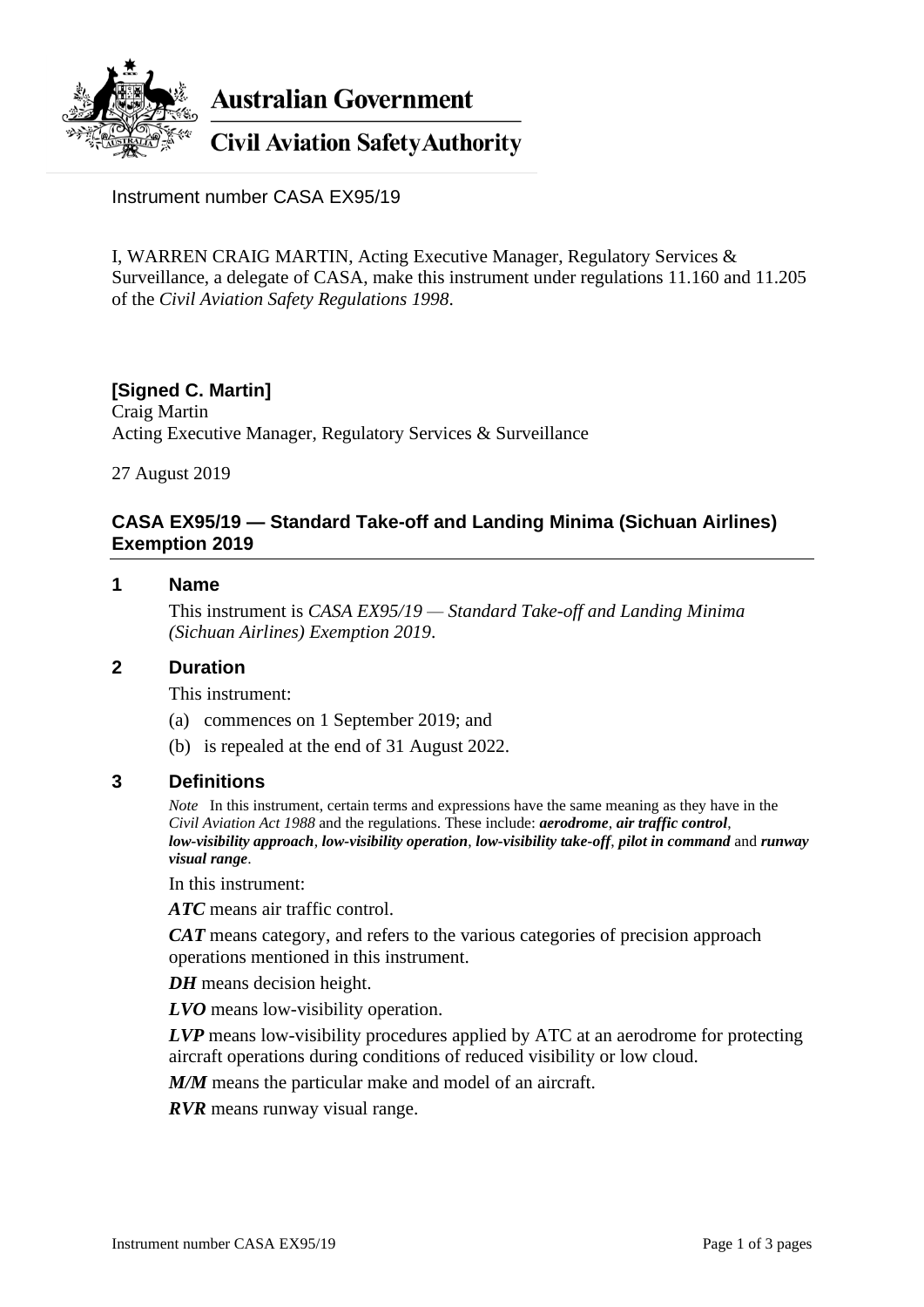**Australian Government**

**Civil Aviation Safety Authority**

Instrument number CASA EX95/19

I, WARREN CRAIG MARTIN, Acting Executive Manager, Regulatory Services & Surveillance, a delegate of CASA, make this instrument under regulations 11.160 and 11.205 of the *Civil Aviation Safety Regulations 1998*.

**[Signed C. Martin]**
Craig Martin
Acting Executive Manager, Regulatory Services & Surveillance

27 August 2019

## CASA EX95/19 — Standard Take-off and Landing Minima (Sichuan Airlines) Exemption 2019

### 1 Name

This instrument is *CASA EX95/19 — Standard Take-off and Landing Minima (Sichuan Airlines) Exemption 2019*.

### 2 Duration

This instrument:

(a) commences on 1 September 2019; and

(b) is repealed at the end of 31 August 2022.

### 3 Definitions

*Note* In this instrument, certain terms and expressions have the same meaning as they have in the *Civil Aviation Act 1988* and the regulations. These include: ***aerodrome***, ***air traffic control***, ***low-visibility approach***, ***low-visibility operation***, ***low-visibility take-off***, ***pilot in command*** and ***runway visual range***.

In this instrument:

***ATC*** means air traffic control.

***CAT*** means category, and refers to the various categories of precision approach operations mentioned in this instrument.

***DH*** means decision height.

***LVO*** means low-visibility operation.

***LVP*** means low-visibility procedures applied by ATC at an aerodrome for protecting aircraft operations during conditions of reduced visibility or low cloud.

***M/M*** means the particular make and model of an aircraft.

***RVR*** means runway visual range.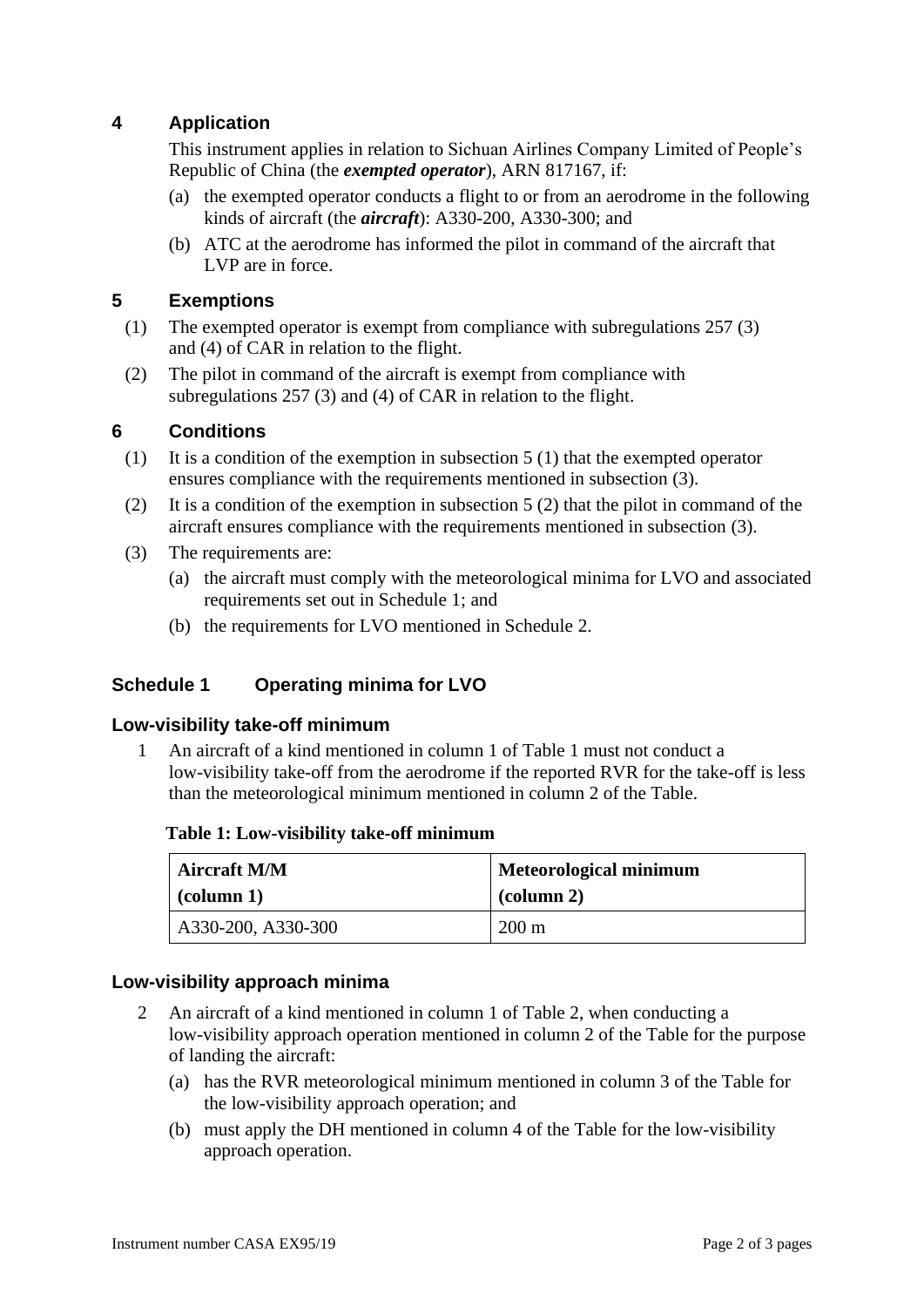## 4 Application

This instrument applies in relation to Sichuan Airlines Company Limited of People's Republic of China (the ***exempted operator***), ARN 817167, if:

(a) the exempted operator conducts a flight to or from an aerodrome in the following kinds of aircraft (the ***aircraft***): A330-200, A330-300; and

(b) ATC at the aerodrome has informed the pilot in command of the aircraft that LVP are in force.

## 5 Exemptions

(1) The exempted operator is exempt from compliance with subregulations 257 (3) and (4) of CAR in relation to the flight.

(2) The pilot in command of the aircraft is exempt from compliance with subregulations 257 (3) and (4) of CAR in relation to the flight.

## 6 Conditions

(1) It is a condition of the exemption in subsection 5 (1) that the exempted operator ensures compliance with the requirements mentioned in subsection (3).

(2) It is a condition of the exemption in subsection 5 (2) that the pilot in command of the aircraft ensures compliance with the requirements mentioned in subsection (3).

(3) The requirements are:

(a) the aircraft must comply with the meteorological minima for LVO and associated requirements set out in Schedule 1; and

(b) the requirements for LVO mentioned in Schedule 2.

## Schedule 1 Operating minima for LVO

### Low-visibility take-off minimum

1 An aircraft of a kind mentioned in column 1 of Table 1 must not conduct a low-visibility take-off from the aerodrome if the reported RVR for the take-off is less than the meteorological minimum mentioned in column 2 of the Table.

**Table 1: Low-visibility take-off minimum**

| Aircraft M/M (column 1) | Meteorological minimum (column 2) |
|---|---|
| A330-200, A330-300 | 200 m |

### Low-visibility approach minima

2 An aircraft of a kind mentioned in column 1 of Table 2, when conducting a low-visibility approach operation mentioned in column 2 of the Table for the purpose of landing the aircraft:

(a) has the RVR meteorological minimum mentioned in column 3 of the Table for the low-visibility approach operation; and

(b) must apply the DH mentioned in column 4 of the Table for the low-visibility approach operation.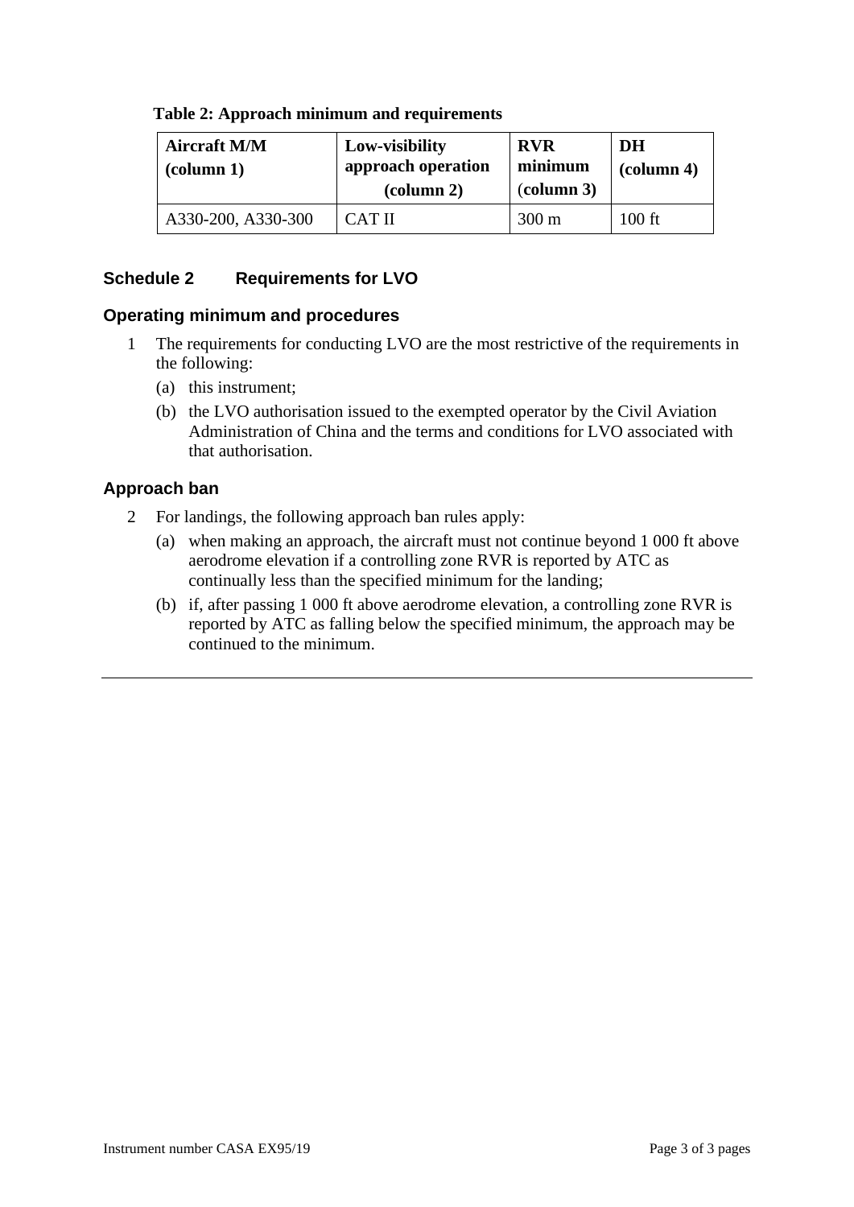**Table 2: Approach minimum and requirements**

| **Aircraft M/M (column 1)** | **Low-visibility approach operation (column 2)** | **RVR minimum (column 3)** | **DH (column 4)** |
|---|---|---|---|
| A330-200, A330-300 | CAT II | 300 m | 100 ft |

## Schedule 2 Requirements for LVO

### Operating minimum and procedures

1 The requirements for conducting LVO are the most restrictive of the requirements in the following:

  (a) this instrument;

  (b) the LVO authorisation issued to the exempted operator by the Civil Aviation Administration of China and the terms and conditions for LVO associated with that authorisation.

### Approach ban

2 For landings, the following approach ban rules apply:

  (a) when making an approach, the aircraft must not continue beyond 1 000 ft above aerodrome elevation if a controlling zone RVR is reported by ATC as continually less than the specified minimum for the landing;

  (b) if, after passing 1 000 ft above aerodrome elevation, a controlling zone RVR is reported by ATC as falling below the specified minimum, the approach may be continued to the minimum.